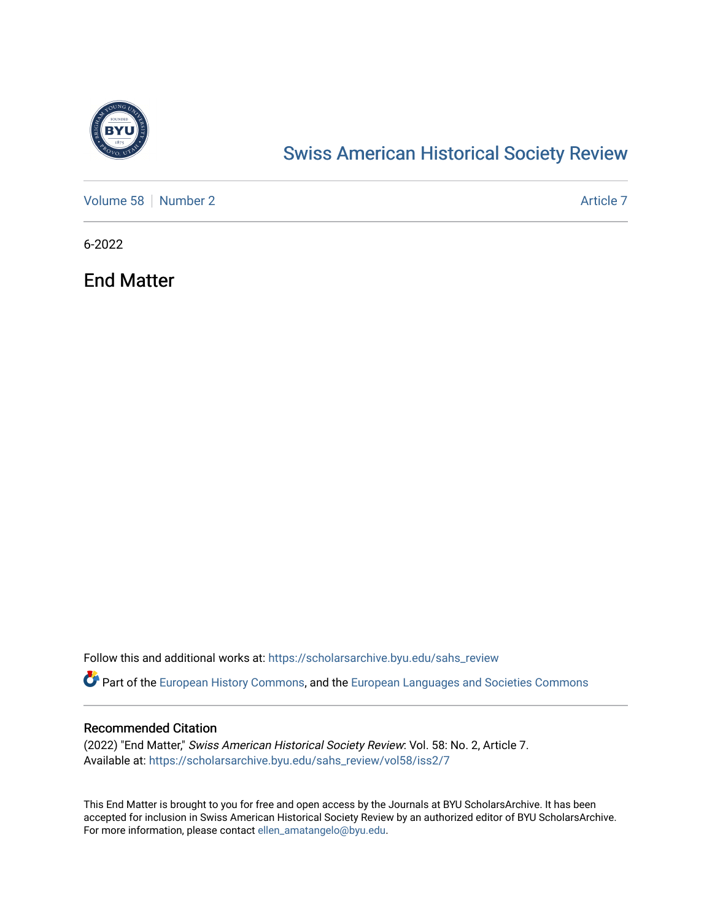# Swiss American Historical Society Review

Volume 58 | Number 2 | Article 7

6-2022

## End Matter

Follow this and additional works at: https://scholarsarchive.byu.edu/sahs_review

Part of the European History Commons, and the European Languages and Societies Commons

### Recommended Citation

(2022) "End Matter," *Swiss American Historical Society Review*: Vol. 58: No. 2, Article 7.
Available at: https://scholarsarchive.byu.edu/sahs_review/vol58/iss2/7

This End Matter is brought to you for free and open access by the Journals at BYU ScholarsArchive. It has been accepted for inclusion in Swiss American Historical Society Review by an authorized editor of BYU ScholarsArchive. For more information, please contact ellen_amatangelo@byu.edu.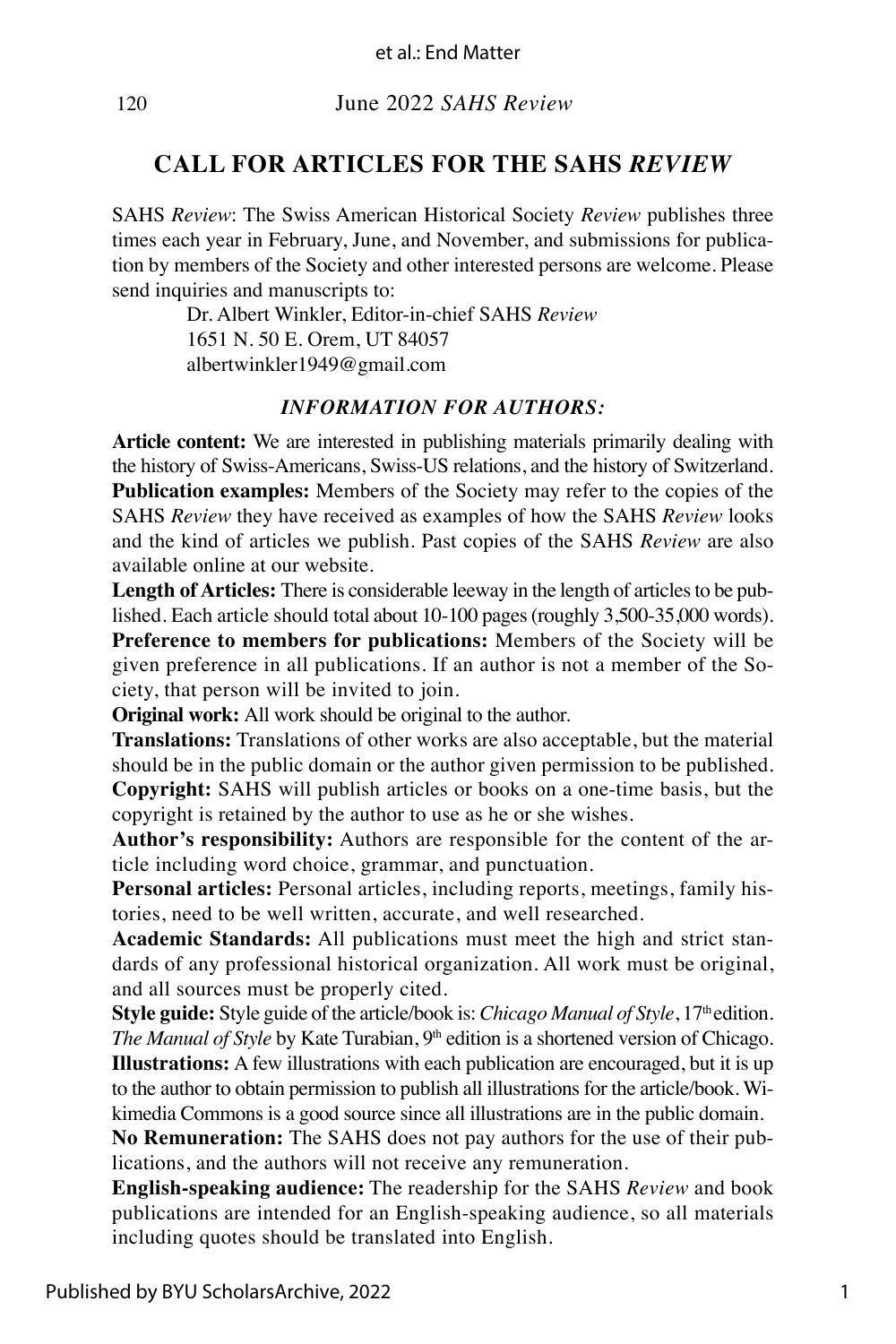## CALL FOR ARTICLES FOR THE SAHS *REVIEW*

SAHS *Review*: The Swiss American Historical Society *Review* publishes three times each year in February, June, and November, and submissions for publication by members of the Society and other interested persons are welcome. Please send inquiries and manuscripts to:

Dr. Albert Winkler, Editor-in-chief SAHS *Review*
1651 N. 50 E. Orem, UT 84057
albertwinkler1949@gmail.com

### *INFORMATION FOR AUTHORS:*

**Article content:** We are interested in publishing materials primarily dealing with the history of Swiss-Americans, Swiss-US relations, and the history of Switzerland.

**Publication examples:** Members of the Society may refer to the copies of the SAHS *Review* they have received as examples of how the SAHS *Review* looks and the kind of articles we publish. Past copies of the SAHS *Review* are also available online at our website.

**Length of Articles:** There is considerable leeway in the length of articles to be published. Each article should total about 10-100 pages (roughly 3,500-35,000 words).

**Preference to members for publications:** Members of the Society will be given preference in all publications. If an author is not a member of the Society, that person will be invited to join.

**Original work:** All work should be original to the author.

**Translations:** Translations of other works are also acceptable, but the material should be in the public domain or the author given permission to be published.

**Copyright:** SAHS will publish articles or books on a one-time basis, but the copyright is retained by the author to use as he or she wishes.

**Author's responsibility:** Authors are responsible for the content of the article including word choice, grammar, and punctuation.

**Personal articles:** Personal articles, including reports, meetings, family histories, need to be well written, accurate, and well researched.

**Academic Standards:** All publications must meet the high and strict standards of any professional historical organization. All work must be original, and all sources must be properly cited.

**Style guide:** Style guide of the article/book is: *Chicago Manual of Style*, 17th edition. *The Manual of Style* by Kate Turabian, 9th edition is a shortened version of Chicago.

**Illustrations:** A few illustrations with each publication are encouraged, but it is up to the author to obtain permission to publish all illustrations for the article/book. Wikimedia Commons is a good source since all illustrations are in the public domain.

**No Remuneration:** The SAHS does not pay authors for the use of their publications, and the authors will not receive any remuneration.

**English-speaking audience:** The readership for the SAHS *Review* and book publications are intended for an English-speaking audience, so all materials including quotes should be translated into English.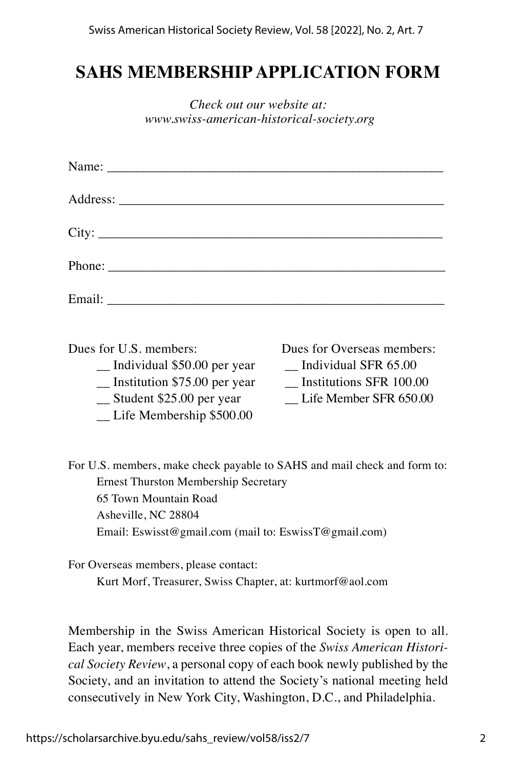# SAHS MEMBERSHIP APPLICATION FORM

*Check out our website at:*
*www.swiss-american-historical-society.org*

Name: ____________________________________________________

Address: __________________________________________________

City: _____________________________________________________

Phone: ____________________________________________________

Email: ____________________________________________________

Dues for U.S. members:

- __ Individual $50.00 per year
- __ Institution $75.00 per year
- __ Student $25.00 per year
- __ Life Membership $500.00

Dues for Overseas members:

- __ Individual SFR 65.00
- __ Institutions SFR 100.00
- __ Life Member SFR 650.00

For U.S. members, make check payable to SAHS and mail check and form to:

Ernest Thurston Membership Secretary
65 Town Mountain Road
Asheville, NC 28804
Email: Eswisst@gmail.com (mail to: EswissT@gmail.com)

For Overseas members, please contact:

Kurt Morf, Treasurer, Swiss Chapter, at: kurtmorf@aol.com

Membership in the Swiss American Historical Society is open to all. Each year, members receive three copies of the *Swiss American Historical Society Review*, a personal copy of each book newly published by the Society, and an invitation to attend the Society's national meeting held consecutively in New York City, Washington, D.C., and Philadelphia.